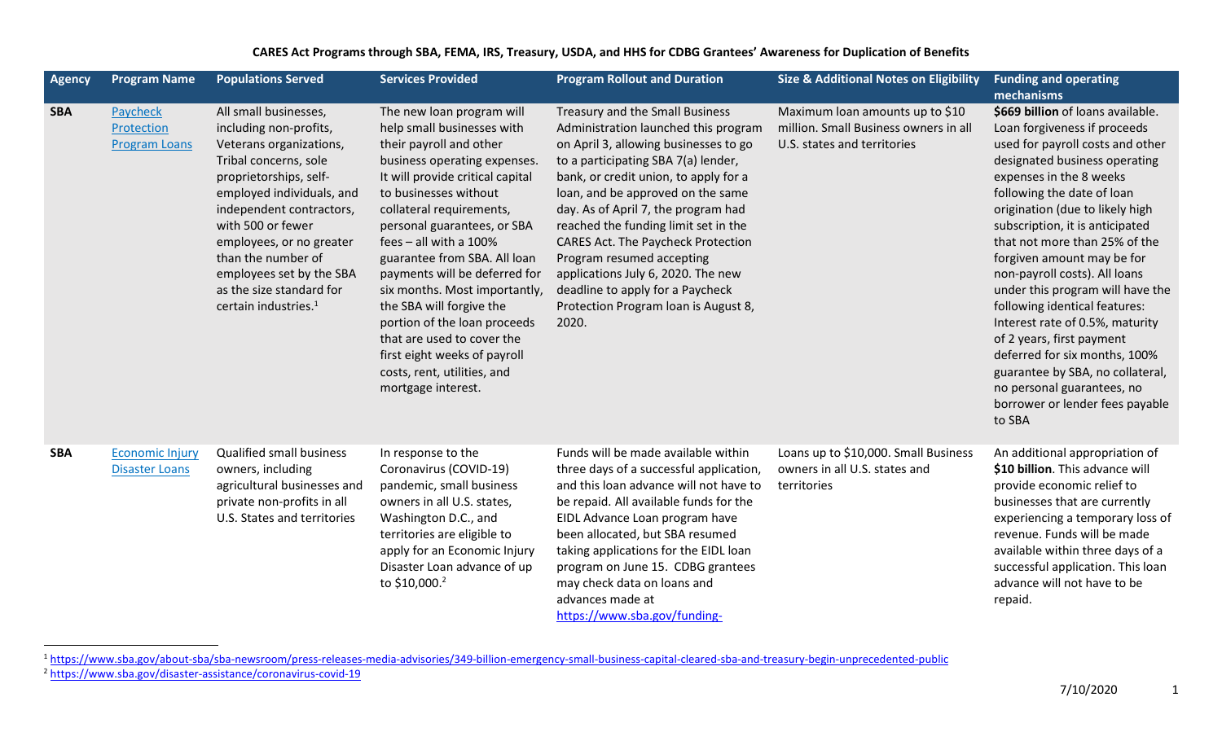**CARES Act Programs through SBA, FEMA, IRS, Treasury, USDA, and HHS for CDBG Grantees' Awareness for Duplication of Benefits**

| Agency | Program Name | Populations Served | Services Provided | Program Rollout and Duration | Size & Additional Notes on Eligibility | Funding and operating mechanisms |
|---|---|---|---|---|---|---|
| **SBA** | Paycheck Protection Program Loans | All small businesses, including non-profits, Veterans organizations, Tribal concerns, sole proprietorships, self-employed individuals, and independent contractors, with 500 or fewer employees, or no greater than the number of employees set by the SBA as the size standard for certain industries.[1] | The new loan program will help small businesses with their payroll and other business operating expenses. It will provide critical capital to businesses without collateral requirements, personal guarantees, or SBA fees – all with a 100% guarantee from SBA. All loan payments will be deferred for six months. Most importantly, the SBA will forgive the portion of the loan proceeds that are used to cover the first eight weeks of payroll costs, rent, utilities, and mortgage interest. | Treasury and the Small Business Administration launched this program on April 3, allowing businesses to go to a participating SBA 7(a) lender, bank, or credit union, to apply for a loan, and be approved on the same day. As of April 7, the program had reached the funding limit set in the CARES Act. The Paycheck Protection Program resumed accepting applications July 6, 2020. The new deadline to apply for a Paycheck Protection Program loan is August 8, 2020. | Maximum loan amounts up to $10 million. Small Business owners in all U.S. states and territories | **$669 billion** of loans available. Loan forgiveness if proceeds used for payroll costs and other designated business operating expenses in the 8 weeks following the date of loan origination (due to likely high subscription, it is anticipated that not more than 25% of the forgiven amount may be for non-payroll costs). All loans under this program will have the following identical features: Interest rate of 0.5%, maturity of 2 years, first payment deferred for six months, 100% guarantee by SBA, no collateral, no personal guarantees, no borrower or lender fees payable to SBA |
| **SBA** | Economic Injury Disaster Loans | Qualified small business owners, including agricultural businesses and private non-profits in all U.S. States and territories | In response to the Coronavirus (COVID-19) pandemic, small business owners in all U.S. states, Washington D.C., and territories are eligible to apply for an Economic Injury Disaster Loan advance of up to $10,000.[2] | Funds will be made available within three days of a successful application, and this loan advance will not have to be repaid. All available funds for the EIDL Advance Loan program have been allocated, but SBA resumed taking applications for the EIDL loan program on June 15. CDBG grantees may check data on loans and advances made at https://www.sba.gov/funding- | Loans up to $10,000. Small Business owners in all U.S. states and territories | An additional appropriation of **$10 billion**. This advance will provide economic relief to businesses that are currently experiencing a temporary loss of revenue. Funds will be made available within three days of a successful application. This loan advance will not have to be repaid. |

[1] https://www.sba.gov/about-sba/sba-newsroom/press-releases-media-advisories/349-billion-emergency-small-business-capital-cleared-sba-and-treasury-begin-unprecedented-public

[2] https://www.sba.gov/disaster-assistance/coronavirus-covid-19

7/10/2020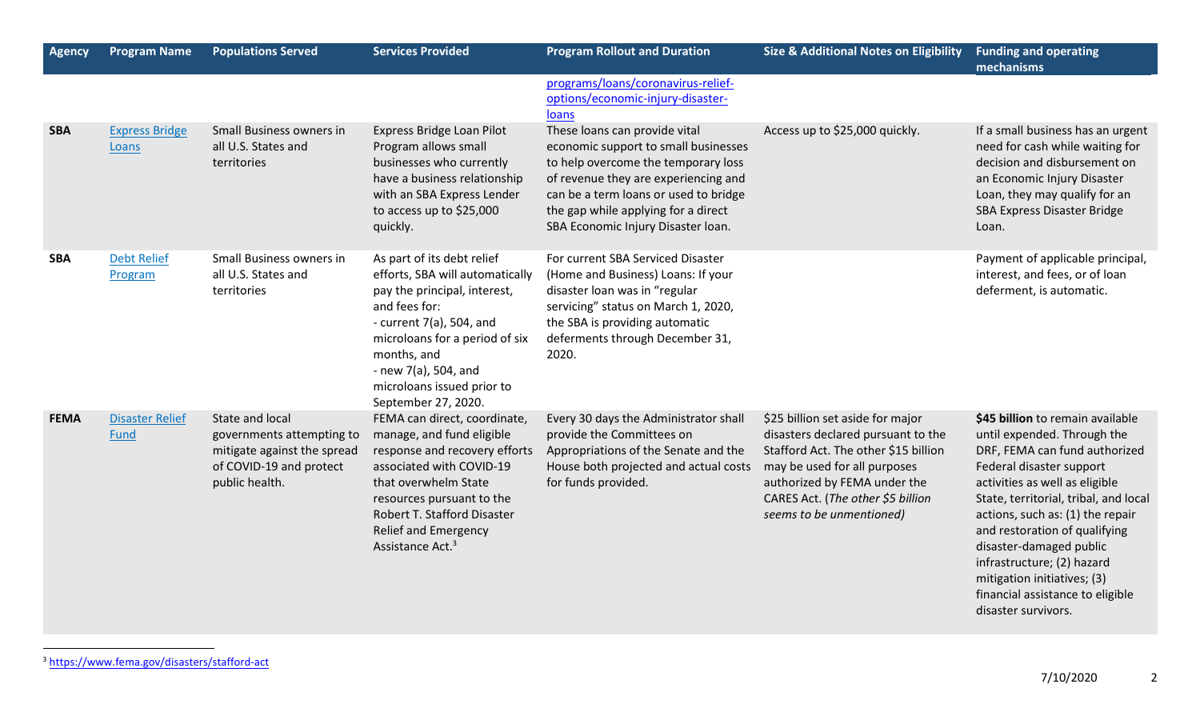| Agency | Program Name | Populations Served | Services Provided | Program Rollout and Duration | Size & Additional Notes on Eligibility | Funding and operating mechanisms |
|---|---|---|---|---|---|---|
| | | | | programs/loans/coronavirus-relief-options/economic-injury-disaster-loans | | |
| **SBA** | Express Bridge Loans | Small Business owners in all U.S. States and territories | Express Bridge Loan Pilot Program allows small businesses who currently have a business relationship with an SBA Express Lender to access up to $25,000 quickly. | These loans can provide vital economic support to small businesses to help overcome the temporary loss of revenue they are experiencing and can be a term loans or used to bridge the gap while applying for a direct SBA Economic Injury Disaster loan. | Access up to $25,000 quickly. | If a small business has an urgent need for cash while waiting for decision and disbursement on an Economic Injury Disaster Loan, they may qualify for an SBA Express Disaster Bridge Loan. |
| **SBA** | Debt Relief Program | Small Business owners in all U.S. States and territories | As part of its debt relief efforts, SBA will automatically pay the principal, interest, and fees for:<br>- current 7(a), 504, and microloans for a period of six months, and<br>- new 7(a), 504, and microloans issued prior to September 27, 2020. | For current SBA Serviced Disaster (Home and Business) Loans: If your disaster loan was in "regular servicing" status on March 1, 2020, the SBA is providing automatic deferments through December 31, 2020. | | Payment of applicable principal, interest, and fees, or of loan deferment, is automatic. |
| **FEMA** | Disaster Relief Fund | State and local governments attempting to mitigate against the spread of COVID-19 and protect public health. | FEMA can direct, coordinate, manage, and fund eligible response and recovery efforts associated with COVID-19 that overwhelm State resources pursuant to the Robert T. Stafford Disaster Relief and Emergency Assistance Act.[3] | Every 30 days the Administrator shall provide the Committees on Appropriations of the Senate and the House both projected and actual costs for funds provided. | $25 billion set aside for major disasters declared pursuant to the Stafford Act. The other $15 billion may be used for all purposes authorized by FEMA under the CARES Act. (*The other $5 billion seems to be unmentioned*) | **$45 billion** to remain available until expended. Through the DRF, FEMA can fund authorized Federal disaster support activities as well as eligible State, territorial, tribal, and local actions, such as: (1) the repair and restoration of qualifying disaster-damaged public infrastructure; (2) hazard mitigation initiatives; (3) financial assistance to eligible disaster survivors. |

[3] https://www.fema.gov/disasters/stafford-act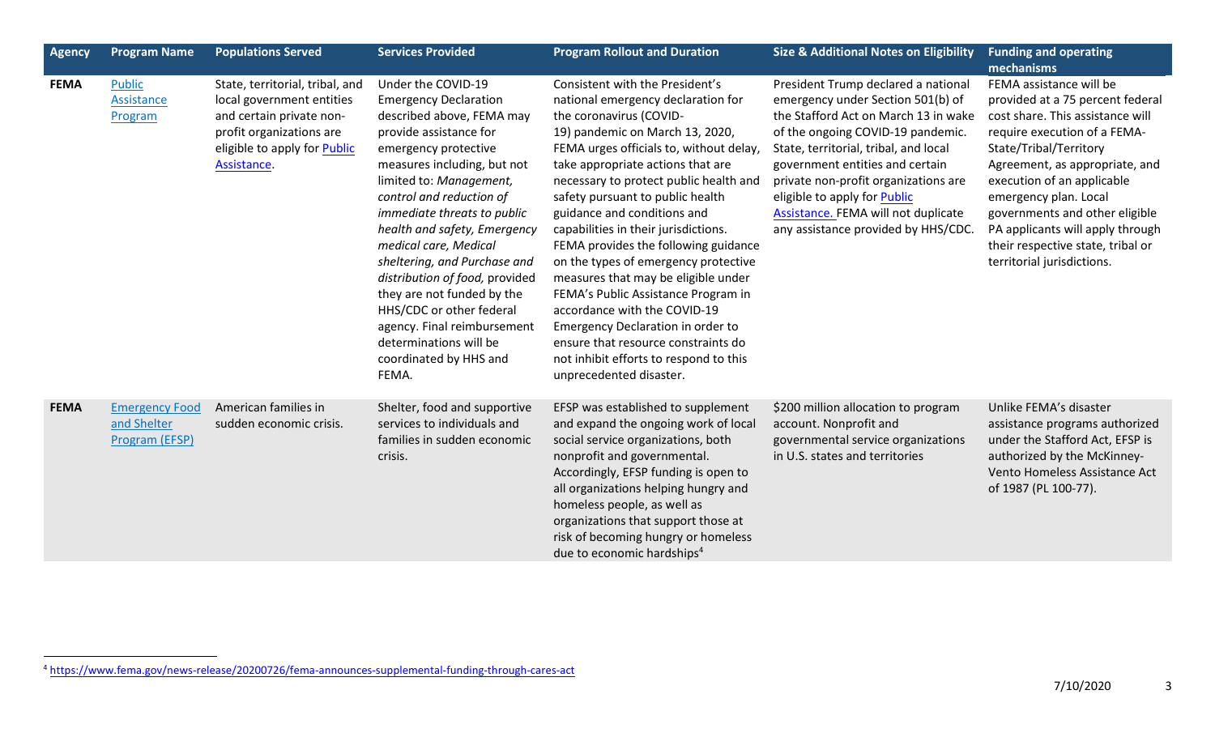| Agency | Program Name | Populations Served | Services Provided | Program Rollout and Duration | Size & Additional Notes on Eligibility | Funding and operating mechanisms |
|---|---|---|---|---|---|---|
| FEMA | Public Assistance Program | State, territorial, tribal, and local government entities and certain private non-profit organizations are eligible to apply for Public Assistance. | Under the COVID-19 Emergency Declaration described above, FEMA may provide assistance for emergency protective measures including, but not limited to: *Management, control and reduction of immediate threats to public health and safety, Emergency medical care, Medical sheltering, and Purchase and distribution of food,* provided they are not funded by the HHS/CDC or other federal agency. Final reimbursement determinations will be coordinated by HHS and FEMA. | Consistent with the President's national emergency declaration for the coronavirus (COVID-19) pandemic on March 13, 2020, FEMA urges officials to, without delay, take appropriate actions that are necessary to protect public health and safety pursuant to public health guidance and conditions and capabilities in their jurisdictions. FEMA provides the following guidance on the types of emergency protective measures that may be eligible under FEMA's Public Assistance Program in accordance with the COVID-19 Emergency Declaration in order to ensure that resource constraints do not inhibit efforts to respond to this unprecedented disaster. | President Trump declared a national emergency under Section 501(b) of the Stafford Act on March 13 in wake of the ongoing COVID-19 pandemic. State, territorial, tribal, and local government entities and certain private non-profit organizations are eligible to apply for Public Assistance. FEMA will not duplicate any assistance provided by HHS/CDC. | FEMA assistance will be provided at a 75 percent federal cost share. This assistance will require execution of a FEMA-State/Tribal/Territory Agreement, as appropriate, and execution of an applicable emergency plan. Local governments and other eligible PA applicants will apply through their respective state, tribal or territorial jurisdictions. |
| FEMA | Emergency Food and Shelter Program (EFSP) | American families in sudden economic crisis. | Shelter, food and supportive services to individuals and families in sudden economic crisis. | EFSP was established to supplement and expand the ongoing work of local social service organizations, both nonprofit and governmental. Accordingly, EFSP funding is open to all organizations helping hungry and homeless people, as well as organizations that support those at risk of becoming hungry or homeless due to economic hardships[4] | $200 million allocation to program account. Nonprofit and governmental service organizations in U.S. states and territories | Unlike FEMA's disaster assistance programs authorized under the Stafford Act, EFSP is authorized by the McKinney-Vento Homeless Assistance Act of 1987 (PL 100-77). |

[4] https://www.fema.gov/news-release/20200726/fema-announces-supplemental-funding-through-cares-act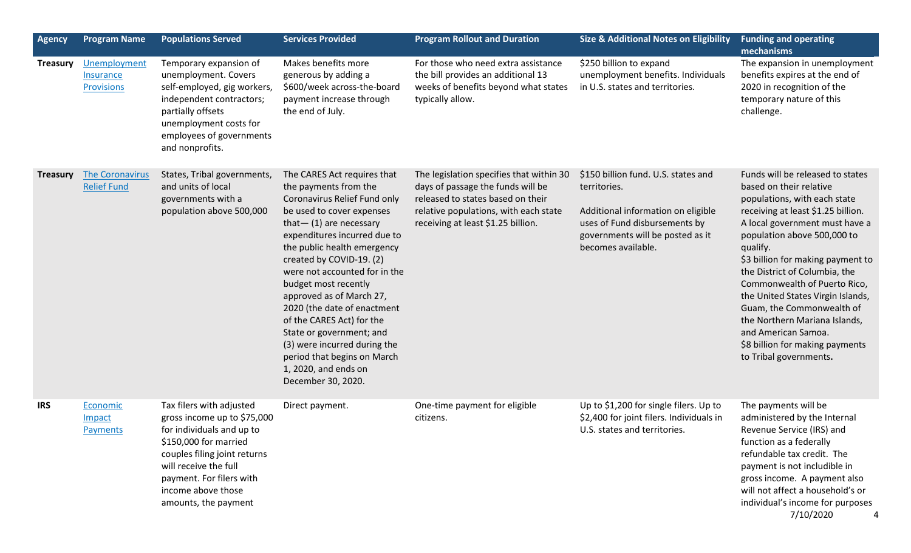| Agency | Program Name | Populations Served | Services Provided | Program Rollout and Duration | Size & Additional Notes on Eligibility | Funding and operating mechanisms |
|---|---|---|---|---|---|---|
| **Treasury** | Unemployment Insurance Provisions | Temporary expansion of unemployment. Covers self-employed, gig workers, independent contractors; partially offsets unemployment costs for employees of governments and nonprofits. | Makes benefits more generous by adding a $600/week across-the-board payment increase through the end of July. | For those who need extra assistance the bill provides an additional 13 weeks of benefits beyond what states typically allow. | $250 billion to expand unemployment benefits. Individuals in U.S. states and territories. | The expansion in unemployment benefits expires at the end of 2020 in recognition of the temporary nature of this challenge. |
| **Treasury** | The Coronavirus Relief Fund | States, Tribal governments, and units of local governments with a population above 500,000 | The CARES Act requires that the payments from the Coronavirus Relief Fund only be used to cover expenses that— (1) are necessary expenditures incurred due to the public health emergency created by COVID-19. (2) were not accounted for in the budget most recently approved as of March 27, 2020 (the date of enactment of the CARES Act) for the State or government; and (3) were incurred during the period that begins on March 1, 2020, and ends on December 30, 2020. | The legislation specifies that within 30 days of passage the funds will be released to states based on their relative populations, with each state receiving at least $1.25 billion. | $150 billion fund. U.S. states and territories.<br><br>Additional information on eligible uses of Fund disbursements by governments will be posted as it becomes available. | Funds will be released to states based on their relative populations, with each state receiving at least $1.25 billion. A local government must have a population above 500,000 to qualify.<br>$3 billion for making payment to the District of Columbia, the Commonwealth of Puerto Rico, the United States Virgin Islands, Guam, the Commonwealth of the Northern Mariana Islands, and American Samoa.<br>$8 billion for making payments to Tribal governments**.** |
| **IRS** | Economic Impact Payments | Tax filers with adjusted gross income up to $75,000 for individuals and up to $150,000 for married couples filing joint returns will receive the full payment. For filers with income above those amounts, the payment | Direct payment. | One-time payment for eligible citizens. | Up to $1,200 for single filers. Up to $2,400 for joint filers. Individuals in U.S. states and territories. | The payments will be administered by the Internal Revenue Service (IRS) and function as a federally refundable tax credit. The payment is not includible in gross income. A payment also will not affect a household's or individual's income for purposes |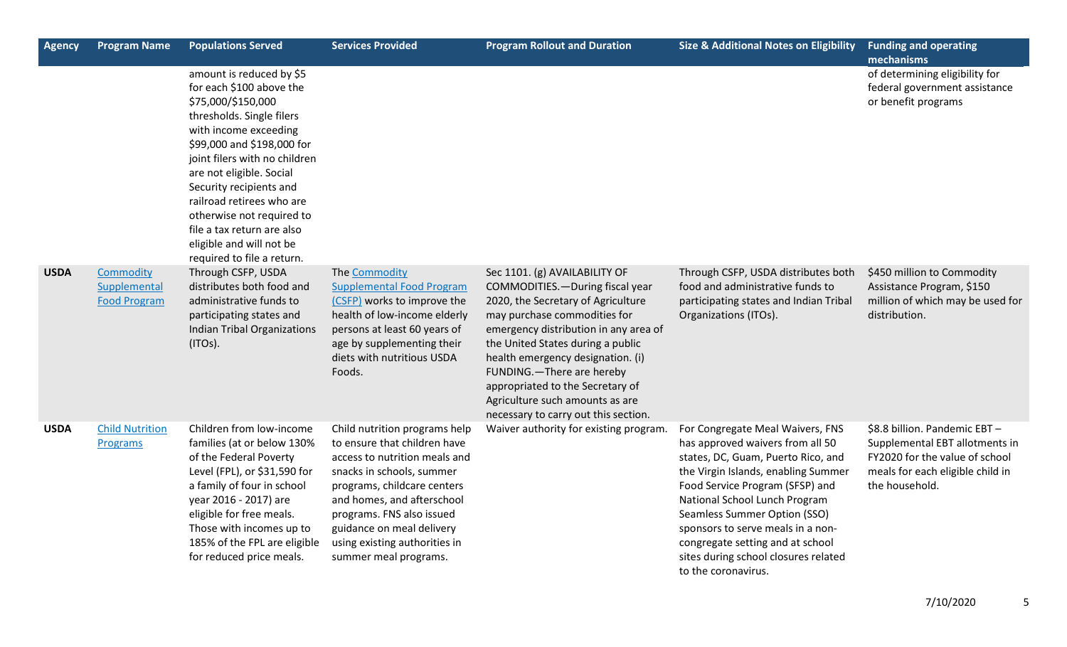| Agency | Program Name | Populations Served | Services Provided | Program Rollout and Duration | Size & Additional Notes on Eligibility | Funding and operating mechanisms |
|---|---|---|---|---|---|---|
| | | amount is reduced by $5 for each $100 above the $75,000/$150,000 thresholds. Single filers with income exceeding $99,000 and $198,000 for joint filers with no children are not eligible. Social Security recipients and railroad retirees who are otherwise not required to file a tax return are also eligible and will not be required to file a return. | | | | of determining eligibility for federal government assistance or benefit programs |
| **USDA** | Commodity Supplemental Food Program | Through CSFP, USDA distributes both food and administrative funds to participating states and Indian Tribal Organizations (ITOs). | The Commodity Supplemental Food Program (CSFP) works to improve the health of low-income elderly persons at least 60 years of age by supplementing their diets with nutritious USDA Foods. | Sec 1101. (g) AVAILABILITY OF COMMODITIES.—During fiscal year 2020, the Secretary of Agriculture may purchase commodities for emergency distribution in any area of the United States during a public health emergency designation. (i) FUNDING.—There are hereby appropriated to the Secretary of Agriculture such amounts as are necessary to carry out this section. | Through CSFP, USDA distributes both food and administrative funds to participating states and Indian Tribal Organizations (ITOs). | $450 million to Commodity Assistance Program, $150 million of which may be used for distribution. |
| **USDA** | Child Nutrition Programs | Children from low-income families (at or below 130% of the Federal Poverty Level (FPL), or $31,590 for a family of four in school year 2016 - 2017) are eligible for free meals. Those with incomes up to 185% of the FPL are eligible for reduced price meals. | Child nutrition programs help to ensure that children have access to nutrition meals and snacks in schools, summer programs, childcare centers and homes, and afterschool programs. FNS also issued guidance on meal delivery using existing authorities in summer meal programs. | Waiver authority for existing program. | For Congregate Meal Waivers, FNS has approved waivers from all 50 states, DC, Guam, Puerto Rico, and the Virgin Islands, enabling Summer Food Service Program (SFSP) and National School Lunch Program Seamless Summer Option (SSO) sponsors to serve meals in a non-congregate setting and at school sites during school closures related to the coronavirus. | $8.8 billion. Pandemic EBT – Supplemental EBT allotments in FY2020 for the value of school meals for each eligible child in the household. |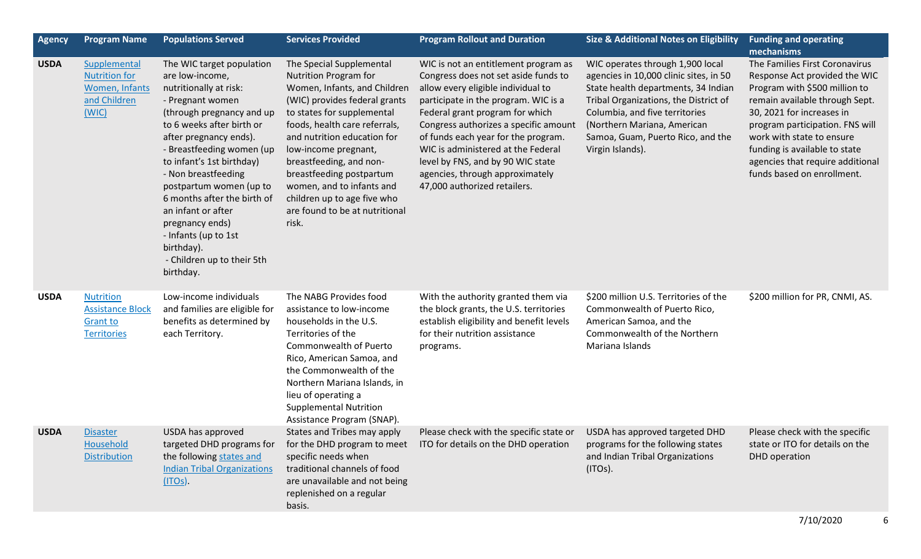| Agency | Program Name | Populations Served | Services Provided | Program Rollout and Duration | Size & Additional Notes on Eligibility | Funding and operating mechanisms |
|---|---|---|---|---|---|---|
| USDA | Supplemental Nutrition for Women, Infants and Children (WIC) | The WIC target population are low-income, nutritionally at risk:<br>- Pregnant women (through pregnancy and up to 6 weeks after birth or after pregnancy ends).<br>- Breastfeeding women (up to infant's 1st birthday)<br>- Non breastfeeding postpartum women (up to 6 months after the birth of an infant or after pregnancy ends)<br>- Infants (up to 1st birthday).<br>- Children up to their 5th birthday. | The Special Supplemental Nutrition Program for Women, Infants, and Children (WIC) provides federal grants to states for supplemental foods, health care referrals, and nutrition education for low-income pregnant, breastfeeding, and non-breastfeeding postpartum women, and to infants and children up to age five who are found to be at nutritional risk. | WIC is not an entitlement program as Congress does not set aside funds to allow every eligible individual to participate in the program. WIC is a Federal grant program for which Congress authorizes a specific amount of funds each year for the program. WIC is administered at the Federal level by FNS, and by 90 WIC state agencies, through approximately 47,000 authorized retailers. | WIC operates through 1,900 local agencies in 10,000 clinic sites, in 50 State health departments, 34 Indian Tribal Organizations, the District of Columbia, and five territories (Northern Mariana, American Samoa, Guam, Puerto Rico, and the Virgin Islands). | The Families First Coronavirus Response Act provided the WIC Program with $500 million to remain available through Sept. 30, 2021 for increases in program participation. FNS will work with state to ensure funding is available to state agencies that require additional funds based on enrollment. |
| USDA | Nutrition Assistance Block Grant to Territories | Low-income individuals and families are eligible for benefits as determined by each Territory. | The NABG Provides food assistance to low-income households in the U.S. Territories of the Commonwealth of Puerto Rico, American Samoa, and the Commonwealth of the Northern Mariana Islands, in lieu of operating a Supplemental Nutrition Assistance Program (SNAP). | With the authority granted them via the block grants, the U.S. territories establish eligibility and benefit levels for their nutrition assistance programs. | $200 million U.S. Territories of the Commonwealth of Puerto Rico, American Samoa, and the Commonwealth of the Northern Mariana Islands | $200 million for PR, CNMI, AS. |
| USDA | Disaster Household Distribution | USDA has approved targeted DHD programs for the following states and Indian Tribal Organizations (ITOs). | States and Tribes may apply for the DHD program to meet specific needs when traditional channels of food are unavailable and not being replenished on a regular basis. | Please check with the specific state or ITO for details on the DHD operation | USDA has approved targeted DHD programs for the following states and Indian Tribal Organizations (ITOs). | Please check with the specific state or ITO for details on the DHD operation |

7/10/2020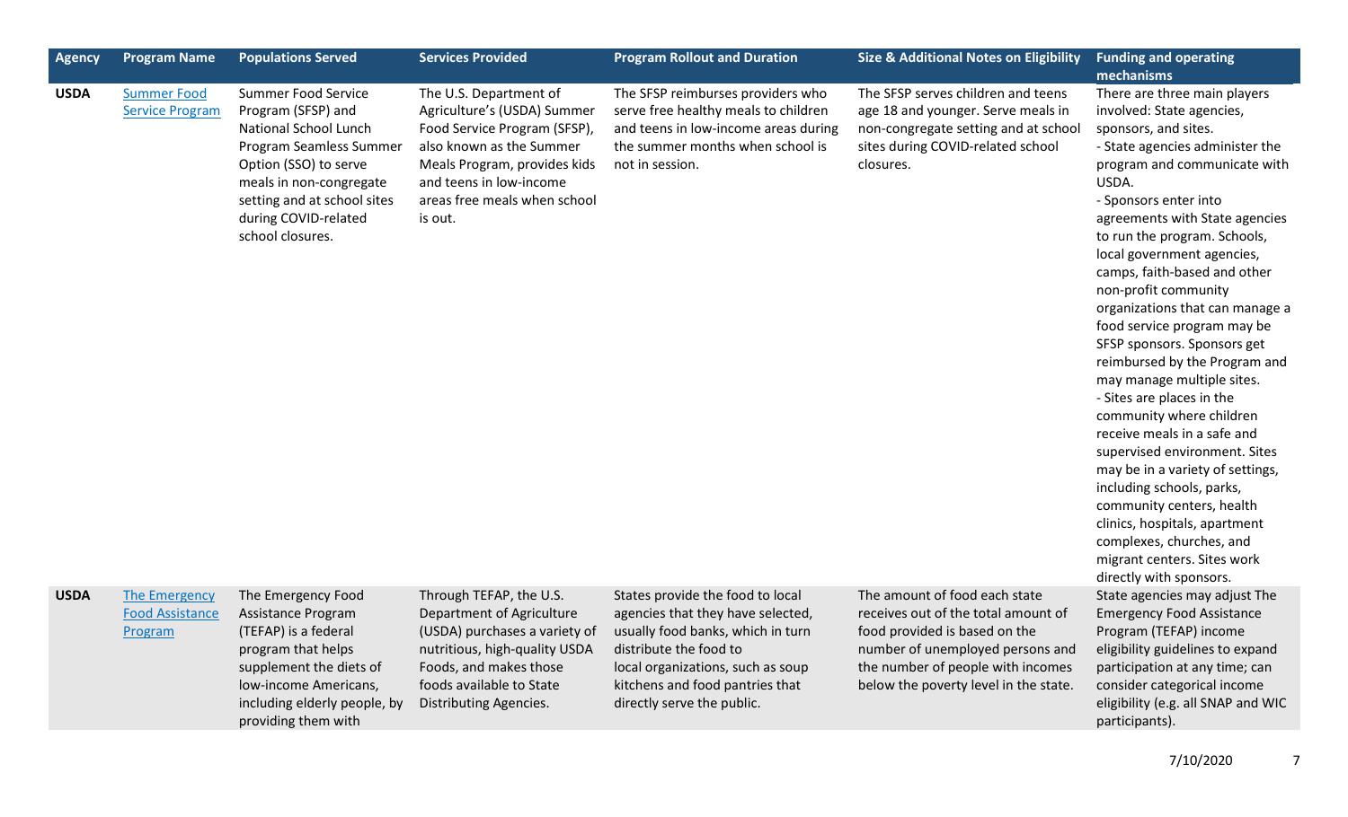| Agency | Program Name | Populations Served | Services Provided | Program Rollout and Duration | Size & Additional Notes on Eligibility | Funding and operating mechanisms |
|---|---|---|---|---|---|---|
| **USDA** | [Summer Food Service Program] | Summer Food Service Program (SFSP) and National School Lunch Program Seamless Summer Option (SSO) to serve meals in non-congregate setting and at school sites during COVID-related school closures. | The U.S. Department of Agriculture's (USDA) Summer Food Service Program (SFSP), also known as the Summer Meals Program, provides kids and teens in low-income areas free meals when school is out. | The SFSP reimburses providers who serve free healthy meals to children and teens in low-income areas during the summer months when school is not in session. | The SFSP serves children and teens age 18 and younger. Serve meals in non-congregate setting and at school sites during COVID-related school closures. | There are three main players involved: State agencies, sponsors, and sites.<br>- State agencies administer the program and communicate with USDA.<br>- Sponsors enter into agreements with State agencies to run the program. Schools, local government agencies, camps, faith-based and other non-profit community organizations that can manage a food service program may be SFSP sponsors. Sponsors get reimbursed by the Program and may manage multiple sites.<br>- Sites are places in the community where children receive meals in a safe and supervised environment. Sites may be in a variety of settings, including schools, parks, community centers, health clinics, hospitals, apartment complexes, churches, and migrant centers. Sites work directly with sponsors. |
| **USDA** | [The Emergency Food Assistance Program] | The Emergency Food Assistance Program (TEFAP) is a federal program that helps supplement the diets of low-income Americans, including elderly people, by providing them with | Through TEFAP, the U.S. Department of Agriculture (USDA) purchases a variety of nutritious, high-quality USDA Foods, and makes those foods available to State Distributing Agencies. | States provide the food to local agencies that they have selected, usually food banks, which in turn distribute the food to local organizations, such as soup kitchens and food pantries that directly serve the public. | The amount of food each state receives out of the total amount of food provided is based on the number of unemployed persons and the number of people with incomes below the poverty level in the state. | State agencies may adjust The Emergency Food Assistance Program (TEFAP) income eligibility guidelines to expand participation at any time; can consider categorical income eligibility (e.g. all SNAP and WIC participants). |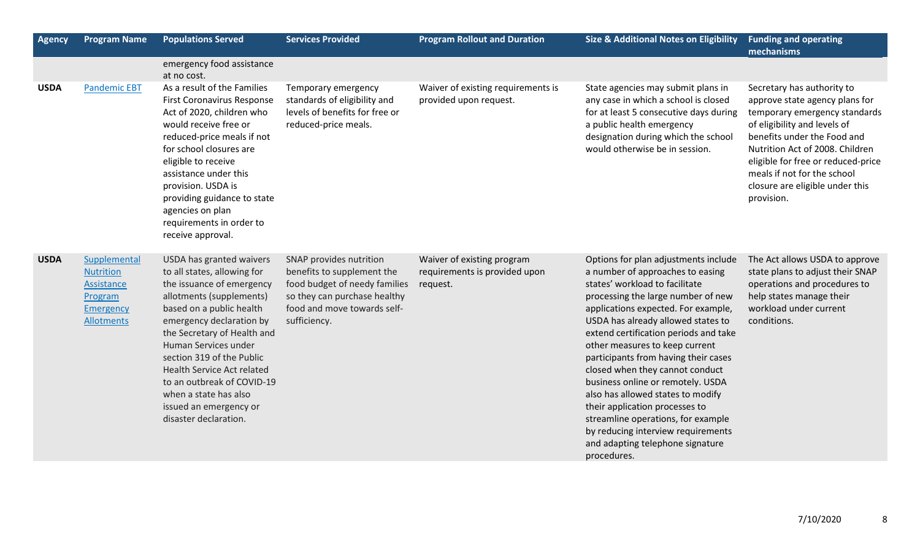| Agency | Program Name | Populations Served | Services Provided | Program Rollout and Duration | Size & Additional Notes on Eligibility | Funding and operating mechanisms |
|---|---|---|---|---|---|---|
| | | emergency food assistance at no cost. | | | | |
| USDA | Pandemic EBT | As a result of the Families First Coronavirus Response Act of 2020, children who would receive free or reduced-price meals if not for school closures are eligible to receive assistance under this provision. USDA is providing guidance to state agencies on plan requirements in order to receive approval. | Temporary emergency standards of eligibility and levels of benefits for free or reduced-price meals. | Waiver of existing requirements is provided upon request. | State agencies may submit plans in any case in which a school is closed for at least 5 consecutive days during a public health emergency designation during which the school would otherwise be in session. | Secretary has authority to approve state agency plans for temporary emergency standards of eligibility and levels of benefits under the Food and Nutrition Act of 2008. Children eligible for free or reduced-price meals if not for the school closure are eligible under this provision. |
| USDA | Supplemental Nutrition Assistance Program Emergency Allotments | USDA has granted waivers to all states, allowing for the issuance of emergency allotments (supplements) based on a public health emergency declaration by the Secretary of Health and Human Services under section 319 of the Public Health Service Act related to an outbreak of COVID-19 when a state has also issued an emergency or disaster declaration. | SNAP provides nutrition benefits to supplement the food budget of needy families so they can purchase healthy food and move towards self-sufficiency. | Waiver of existing program requirements is provided upon request. | Options for plan adjustments include a number of approaches to easing states' workload to facilitate processing the large number of new applications expected. For example, USDA has already allowed states to extend certification periods and take other measures to keep current participants from having their cases closed when they cannot conduct business online or remotely. USDA also has allowed states to modify their application processes to streamline operations, for example by reducing interview requirements and adapting telephone signature procedures. | The Act allows USDA to approve state plans to adjust their SNAP operations and procedures to help states manage their workload under current conditions. |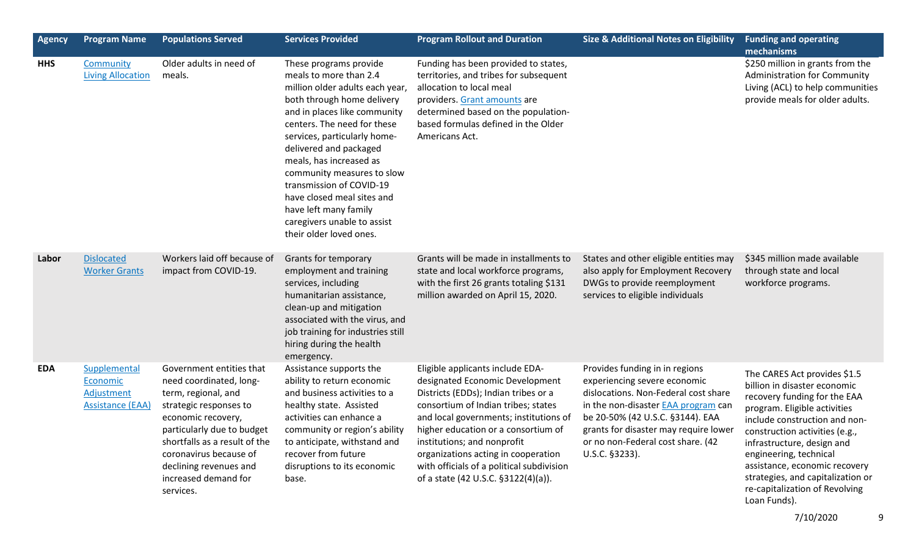| Agency | Program Name | Populations Served | Services Provided | Program Rollout and Duration | Size & Additional Notes on Eligibility | Funding and operating mechanisms |
|---|---|---|---|---|---|---|
| **HHS** | Community Living Allocation | Older adults in need of meals. | These programs provide meals to more than 2.4 million older adults each year, both through home delivery and in places like community centers. The need for these services, particularly home-delivered and packaged meals, has increased as community measures to slow transmission of COVID-19 have closed meal sites and have left many family caregivers unable to assist their older loved ones. | Funding has been provided to states, territories, and tribes for subsequent allocation to local meal providers. Grant amounts are determined based on the population-based formulas defined in the Older Americans Act. | | $250 million in grants from the Administration for Community Living (ACL) to help communities provide meals for older adults. |
| **Labor** | Dislocated Worker Grants | Workers laid off because of impact from COVID-19. | Grants for temporary employment and training services, including humanitarian assistance, clean-up and mitigation associated with the virus, and job training for industries still hiring during the health emergency. | Grants will be made in installments to state and local workforce programs, with the first 26 grants totaling $131 million awarded on April 15, 2020. | States and other eligible entities may also apply for Employment Recovery DWGs to provide reemployment services to eligible individuals | $345 million made available through state and local workforce programs. |
| **EDA** | Supplemental Economic Adjustment Assistance (EAA) | Government entities that need coordinated, long-term, regional, and strategic responses to economic recovery, particularly due to budget shortfalls as a result of the coronavirus because of declining revenues and increased demand for services. | Assistance supports the ability to return economic and business activities to a healthy state. Assisted activities can enhance a community or region's ability to anticipate, withstand and recover from future disruptions to its economic base. | Eligible applicants include EDA-designated Economic Development Districts (EDDs); Indian tribes or a consortium of Indian tribes; states and local governments; institutions of higher education or a consortium of institutions; and nonprofit organizations acting in cooperation with officials of a political subdivision of a state (42 U.S.C. §3122(4)(a)). | Provides funding in in regions experiencing severe economic dislocations. Non-Federal cost share in the non-disaster EAA program can be 20-50% (42 U.S.C. §3144). EAA grants for disaster may require lower or no non-Federal cost share. (42 U.S.C. §3233). | The CARES Act provides $1.5 billion in disaster economic recovery funding for the EAA program. Eligible activities include construction and non-construction activities (e.g., infrastructure, design and engineering, technical assistance, economic recovery strategies, and capitalization or re-capitalization of Revolving Loan Funds). |

7/10/2020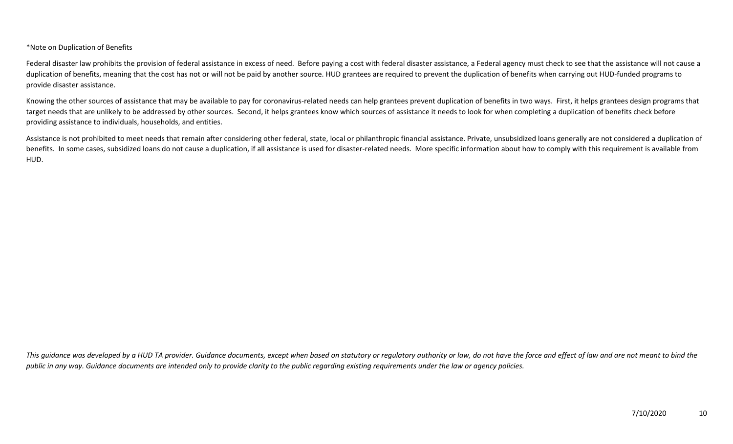*Note on Duplication of Benefits

Federal disaster law prohibits the provision of federal assistance in excess of need. Before paying a cost with federal disaster assistance, a Federal agency must check to see that the assistance will not cause a duplication of benefits, meaning that the cost has not or will not be paid by another source. HUD grantees are required to prevent the duplication of benefits when carrying out HUD-funded programs to provide disaster assistance.

Knowing the other sources of assistance that may be available to pay for coronavirus-related needs can help grantees prevent duplication of benefits in two ways. First, it helps grantees design programs that target needs that are unlikely to be addressed by other sources. Second, it helps grantees know which sources of assistance it needs to look for when completing a duplication of benefits check before providing assistance to individuals, households, and entities.

Assistance is not prohibited to meet needs that remain after considering other federal, state, local or philanthropic financial assistance. Private, unsubsidized loans generally are not considered a duplication of benefits. In some cases, subsidized loans do not cause a duplication, if all assistance is used for disaster-related needs. More specific information about how to comply with this requirement is available from HUD.

*This guidance was developed by a HUD TA provider. Guidance documents, except when based on statutory or regulatory authority or law, do not have the force and effect of law and are not meant to bind the public in any way. Guidance documents are intended only to provide clarity to the public regarding existing requirements under the law or agency policies.*

7/10/2020